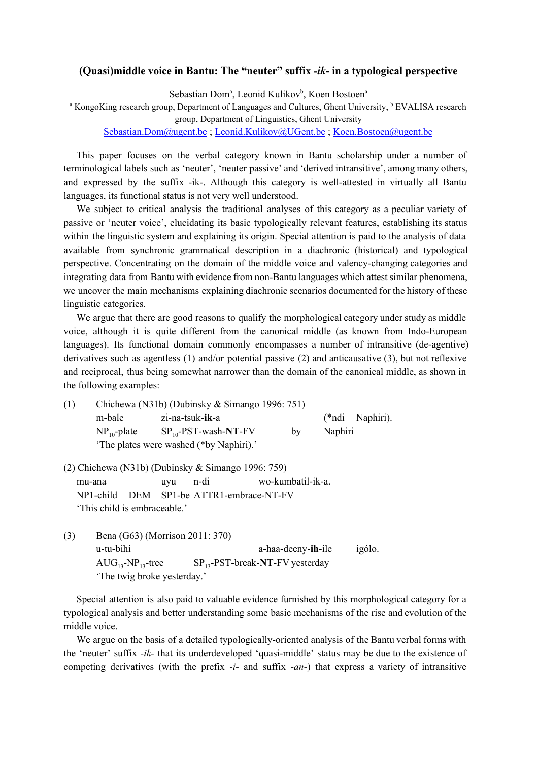# (Quasi)middle voice in Bantu: The "neuter" suffix *-ik-* in a typological perspective

Sebastian Dom[a], Leonid Kulikov[b], Koen Bostoen[a]

[a] KongoKing research group, Department of Languages and Cultures, Ghent University, [b] EVALISA research group, Department of Linguistics, Ghent University

Sebastian.Dom@ugent.be ; Leonid.Kulikov@UGent.be ; Koen.Bostoen@ugent.be

This paper focuses on the verbal category known in Bantu scholarship under a number of terminological labels such as 'neuter', 'neuter passive' and 'derived intransitive', among many others, and expressed by the suffix -ik-. Although this category is well-attested in virtually all Bantu languages, its functional status is not very well understood.

We subject to critical analysis the traditional analyses of this category as a peculiar variety of passive or 'neuter voice', elucidating its basic typologically relevant features, establishing its status within the linguistic system and explaining its origin. Special attention is paid to the analysis of data available from synchronic grammatical description in a diachronic (historical) and typological perspective. Concentrating on the domain of the middle voice and valency-changing categories and integrating data from Bantu with evidence from non-Bantu languages which attest similar phenomena, we uncover the main mechanisms explaining diachronic scenarios documented for the history of these linguistic categories.

We argue that there are good reasons to qualify the morphological category under study as middle voice, although it is quite different from the canonical middle (as known from Indo-European languages). Its functional domain commonly encompasses a number of intransitive (de-agentive) derivatives such as agentless (1) and/or potential passive (2) and anticausative (3), but not reflexive and reciprocal, thus being somewhat narrower than the domain of the canonical middle, as shown in the following examples:

(1) Chichewa (N31b) (Dubinsky & Simango 1996: 751)

m-bale zi-na-tsuk-**ik**-a (*ndi Naphiri).
$NP_{10}$-plate $SP_{10}$-PST-wash-**NT**-FV by Naphiri
'The plates were washed (*by Naphiri).'

(2) Chichewa (N31b) (Dubinsky & Simango 1996: 759)

mu-ana uyu n-di wo-kumbatil-ik-a.
NP1-child DEM SP1-be ATTR1-embrace-NT-FV
'This child is embraceable.'

(3) Bena (G63) (Morrison 2011: 370)

u-tu-bihi a-haa-deeny-**ih**-ile igólo.
$AUG_{13}$-$NP_{13}$-tree $SP_{13}$-PST-break-**NT**-FV yesterday
'The twig broke yesterday.'

Special attention is also paid to valuable evidence furnished by this morphological category for a typological analysis and better understanding some basic mechanisms of the rise and evolution of the middle voice.

We argue on the basis of a detailed typologically-oriented analysis of the Bantu verbal forms with the 'neuter' suffix *-ik-* that its underdeveloped 'quasi-middle' status may be due to the existence of competing derivatives (with the prefix *-i-* and suffix *-an-*) that express a variety of intransitive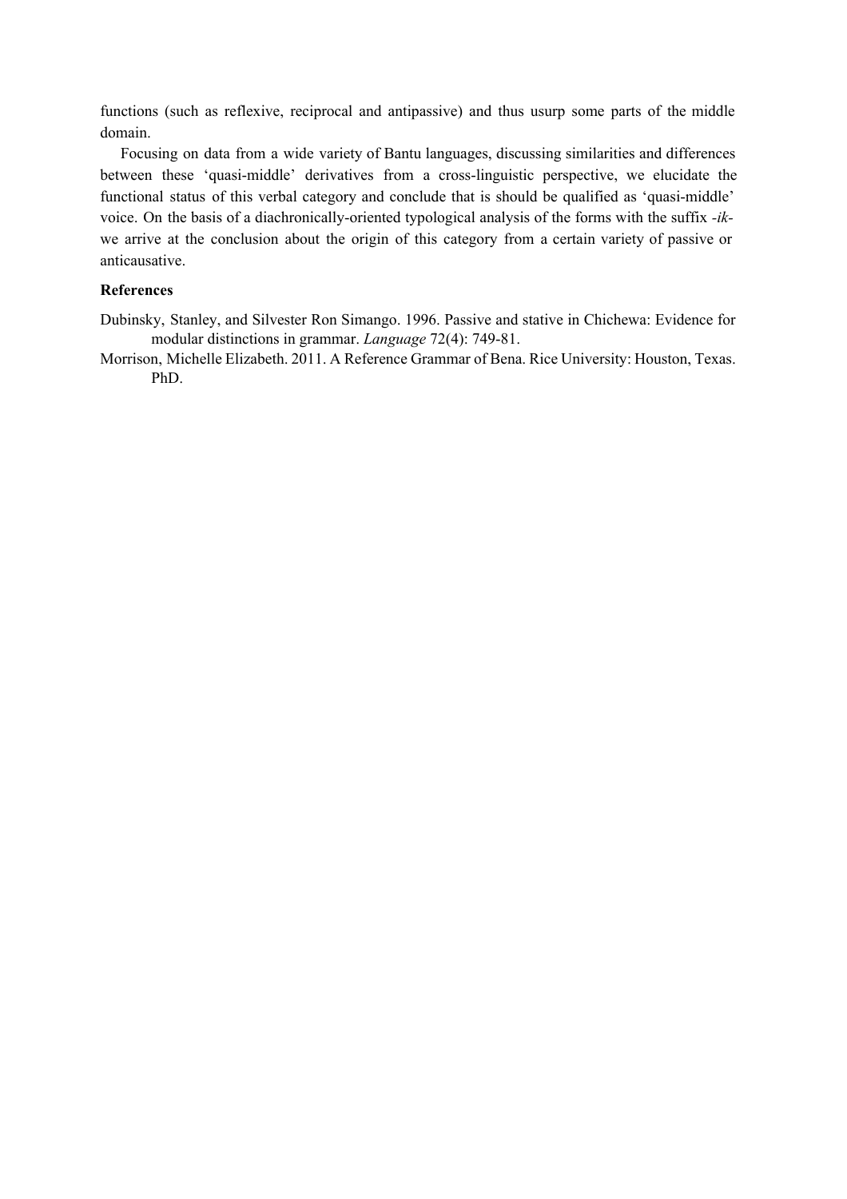functions (such as reflexive, reciprocal and antipassive) and thus usurp some parts of the middle domain.

Focusing on data from a wide variety of Bantu languages, discussing similarities and differences between these 'quasi-middle' derivatives from a cross-linguistic perspective, we elucidate the functional status of this verbal category and conclude that is should be qualified as 'quasi-middle' voice. On the basis of a diachronically-oriented typological analysis of the forms with the suffix *-ik-* we arrive at the conclusion about the origin of this category from a certain variety of passive or anticausative.

**References**

Dubinsky, Stanley, and Silvester Ron Simango. 1996. Passive and stative in Chichewa: Evidence for modular distinctions in grammar. *Language* 72(4): 749-81.

Morrison, Michelle Elizabeth. 2011. A Reference Grammar of Bena. Rice University: Houston, Texas. PhD.